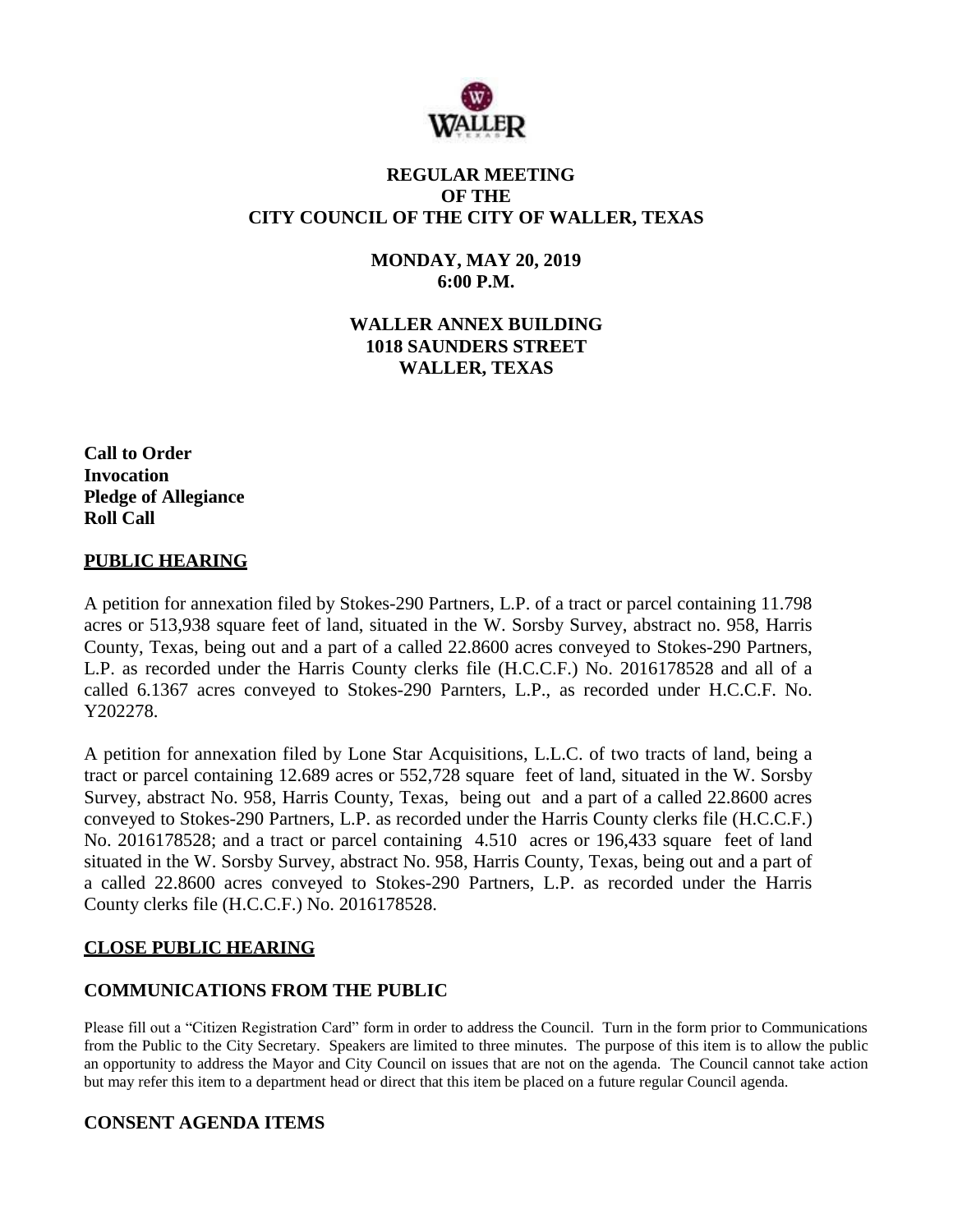# REGULAR MEETING OF THE CITY COUNCIL OF THE CITY OF WALLER, TEXAS

**MONDAY, MAY 20, 2019**
**6:00 P.M.**

**WALLER ANNEX BUILDING**
**1018 SAUNDERS STREET**
**WALLER, TEXAS**

**Call to Order**
**Invocation**
**Pledge of Allegiance**
**Roll Call**

## PUBLIC HEARING

A petition for annexation filed by Stokes-290 Partners, L.P. of a tract or parcel containing 11.798 acres or 513,938 square feet of land, situated in the W. Sorsby Survey, abstract no. 958, Harris County, Texas, being out and a part of a called 22.8600 acres conveyed to Stokes-290 Partners, L.P. as recorded under the Harris County clerks file (H.C.C.F.) No. 2016178528 and all of a called 6.1367 acres conveyed to Stokes-290 Parnters, L.P., as recorded under H.C.C.F. No. Y202278.

A petition for annexation filed by Lone Star Acquisitions, L.L.C. of two tracts of land, being a tract or parcel containing 12.689 acres or 552,728 square feet of land, situated in the W. Sorsby Survey, abstract No. 958, Harris County, Texas, being out and a part of a called 22.8600 acres conveyed to Stokes-290 Partners, L.P. as recorded under the Harris County clerks file (H.C.C.F.) No. 2016178528; and a tract or parcel containing 4.510 acres or 196,433 square feet of land situated in the W. Sorsby Survey, abstract No. 958, Harris County, Texas, being out and a part of a called 22.8600 acres conveyed to Stokes-290 Partners, L.P. as recorded under the Harris County clerks file (H.C.C.F.) No. 2016178528.

## CLOSE PUBLIC HEARING

## COMMUNICATIONS FROM THE PUBLIC

Please fill out a "Citizen Registration Card" form in order to address the Council. Turn in the form prior to Communications from the Public to the City Secretary. Speakers are limited to three minutes. The purpose of this item is to allow the public an opportunity to address the Mayor and City Council on issues that are not on the agenda. The Council cannot take action but may refer this item to a department head or direct that this item be placed on a future regular Council agenda.

## CONSENT AGENDA ITEMS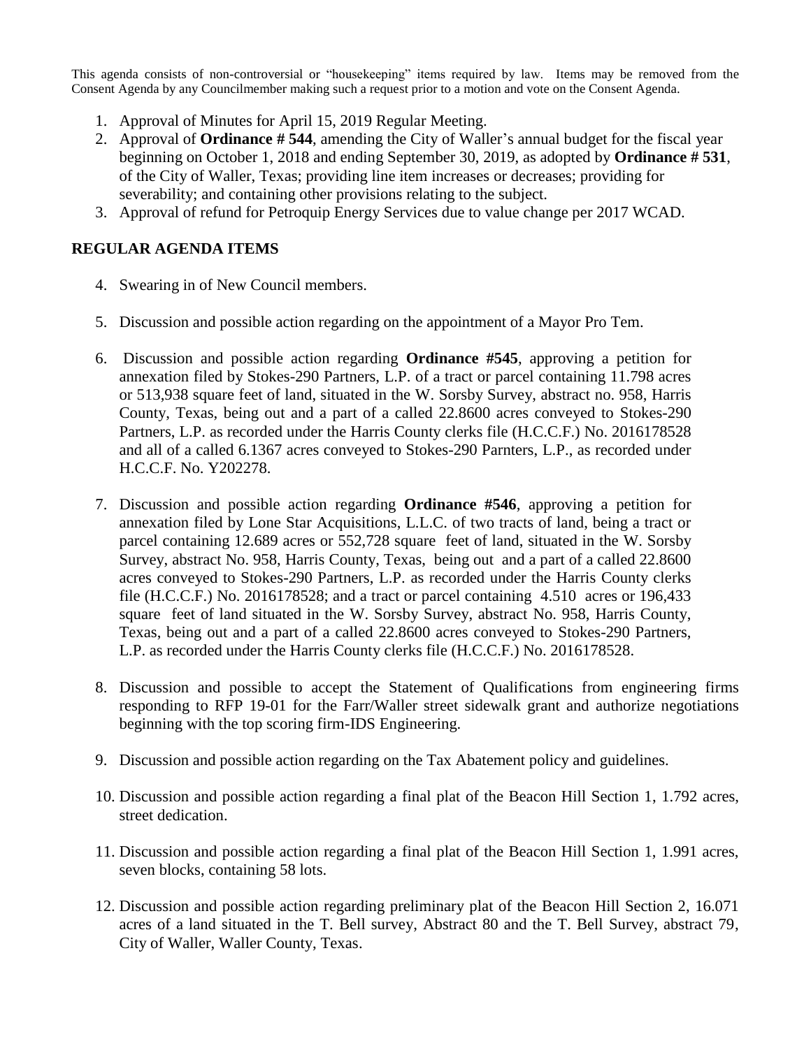This agenda consists of non-controversial or "housekeeping" items required by law. Items may be removed from the Consent Agenda by any Councilmember making such a request prior to a motion and vote on the Consent Agenda.

1. Approval of Minutes for April 15, 2019 Regular Meeting.
2. Approval of **Ordinance # 544**, amending the City of Waller's annual budget for the fiscal year beginning on October 1, 2018 and ending September 30, 2019, as adopted by **Ordinance # 531**, of the City of Waller, Texas; providing line item increases or decreases; providing for severability; and containing other provisions relating to the subject.
3. Approval of refund for Petroquip Energy Services due to value change per 2017 WCAD.

## REGULAR AGENDA ITEMS

4. Swearing in of New Council members.
5. Discussion and possible action regarding on the appointment of a Mayor Pro Tem.
6. Discussion and possible action regarding **Ordinance #545**, approving a petition for annexation filed by Stokes-290 Partners, L.P. of a tract or parcel containing 11.798 acres or 513,938 square feet of land, situated in the W. Sorsby Survey, abstract no. 958, Harris County, Texas, being out and a part of a called 22.8600 acres conveyed to Stokes-290 Partners, L.P. as recorded under the Harris County clerks file (H.C.C.F.) No. 2016178528 and all of a called 6.1367 acres conveyed to Stokes-290 Parnters, L.P., as recorded under H.C.C.F. No. Y202278.
7. Discussion and possible action regarding **Ordinance #546**, approving a petition for annexation filed by Lone Star Acquisitions, L.L.C. of two tracts of land, being a tract or parcel containing 12.689 acres or 552,728 square feet of land, situated in the W. Sorsby Survey, abstract No. 958, Harris County, Texas, being out and a part of a called 22.8600 acres conveyed to Stokes-290 Partners, L.P. as recorded under the Harris County clerks file (H.C.C.F.) No. 2016178528; and a tract or parcel containing 4.510 acres or 196,433 square feet of land situated in the W. Sorsby Survey, abstract No. 958, Harris County, Texas, being out and a part of a called 22.8600 acres conveyed to Stokes-290 Partners, L.P. as recorded under the Harris County clerks file (H.C.C.F.) No. 2016178528.
8. Discussion and possible to accept the Statement of Qualifications from engineering firms responding to RFP 19-01 for the Farr/Waller street sidewalk grant and authorize negotiations beginning with the top scoring firm-IDS Engineering.
9. Discussion and possible action regarding on the Tax Abatement policy and guidelines.
10. Discussion and possible action regarding a final plat of the Beacon Hill Section 1, 1.792 acres, street dedication.
11. Discussion and possible action regarding a final plat of the Beacon Hill Section 1, 1.991 acres, seven blocks, containing 58 lots.
12. Discussion and possible action regarding preliminary plat of the Beacon Hill Section 2, 16.071 acres of a land situated in the T. Bell survey, Abstract 80 and the T. Bell Survey, abstract 79, City of Waller, Waller County, Texas.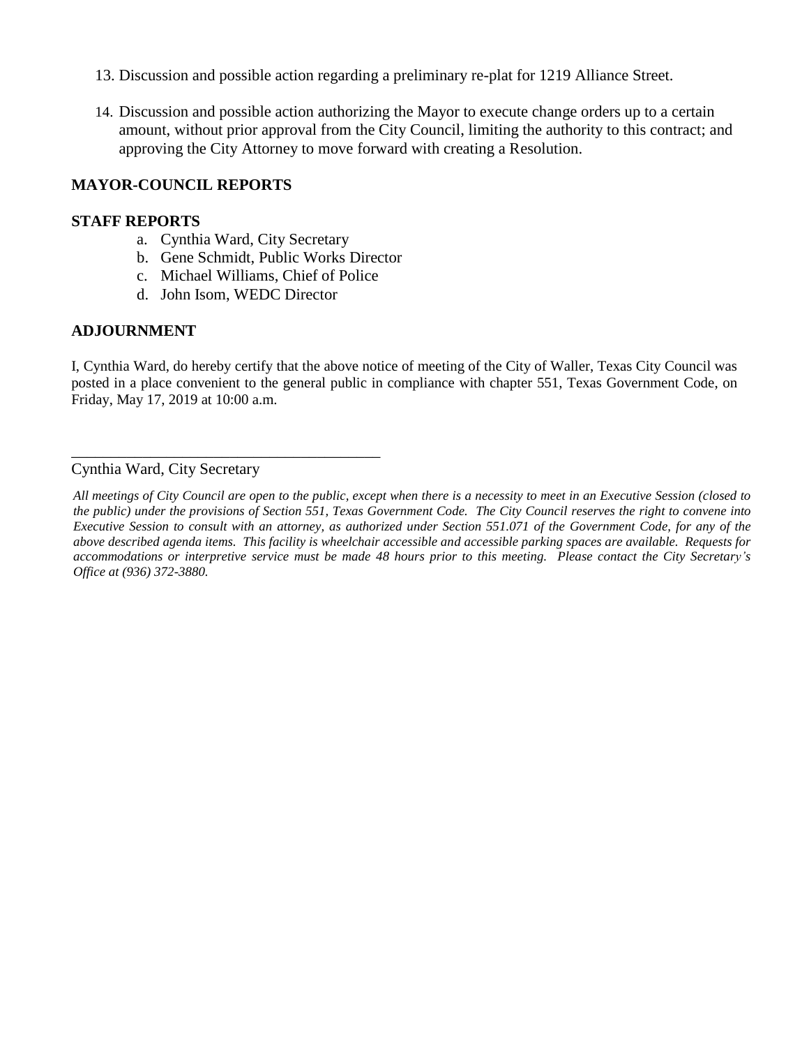13. Discussion and possible action regarding a preliminary re-plat for 1219 Alliance Street.

14. Discussion and possible action authorizing the Mayor to execute change orders up to a certain amount, without prior approval from the City Council, limiting the authority to this contract; and approving the City Attorney to move forward with creating a Resolution.

**MAYOR-COUNCIL REPORTS**

**STAFF REPORTS**

a. Cynthia Ward, City Secretary
b. Gene Schmidt, Public Works Director
c. Michael Williams, Chief of Police
d. John Isom, WEDC Director

**ADJOURNMENT**

I, Cynthia Ward, do hereby certify that the above notice of meeting of the City of Waller, Texas City Council was posted in a place convenient to the general public in compliance with chapter 551, Texas Government Code, on Friday, May 17, 2019 at 10:00 a.m.

\_\_\_\_\_\_\_\_\_\_\_\_\_\_\_\_\_\_\_\_\_\_\_\_\_\_\_\_\_\_\_\_\_\_\_\_\_\_\_\_

Cynthia Ward, City Secretary

*All meetings of City Council are open to the public, except when there is a necessity to meet in an Executive Session (closed to the public) under the provisions of Section 551, Texas Government Code. The City Council reserves the right to convene into Executive Session to consult with an attorney, as authorized under Section 551.071 of the Government Code, for any of the above described agenda items. This facility is wheelchair accessible and accessible parking spaces are available. Requests for accommodations or interpretive service must be made 48 hours prior to this meeting. Please contact the City Secretary's Office at (936) 372-3880.*